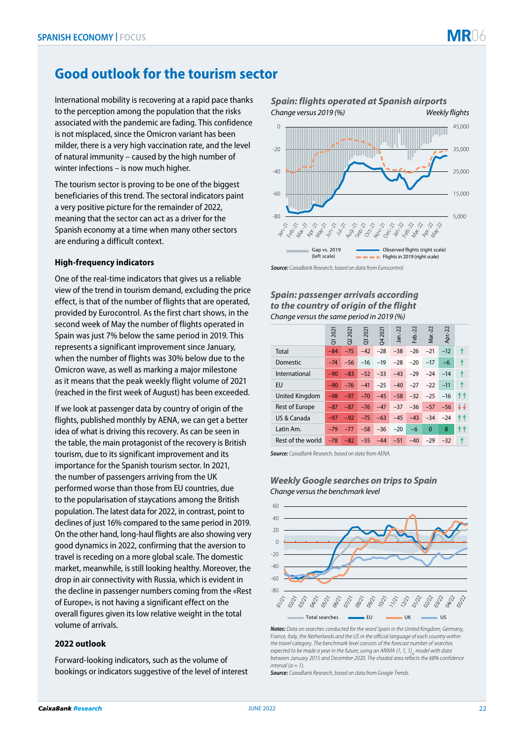# Good outlook for the tourism sector

International mobility is recovering at a rapid pace thanks to the perception among the population that the risks associated with the pandemic are fading. This confidence is not misplaced, since the Omicron variant has been milder, there is a very high vaccination rate, and the level of natural immunity – caused by the high number of winter infections – is now much higher.

The tourism sector is proving to be one of the biggest beneficiaries of this trend. The sectoral indicators paint a very positive picture for the remainder of 2022, meaning that the sector can act as a driver for the Spanish economy at a time when many other sectors are enduring a difficult context.

### High-frequency indicators

One of the real-time indicators that gives us a reliable view of the trend in tourism demand, excluding the price effect, is that of the number of flights that are operated, provided by Eurocontrol. As the first chart shows, in the second week of May the number of flights operated in Spain was just 7% below the same period in 2019. This represents a significant improvement since January, when the number of flights was 30% below due to the Omicron wave, as well as marking a major milestone as it means that the peak weekly flight volume of 2021 (reached in the first week of August) has been exceeded.

If we look at passenger data by country of origin of the flights, published monthly by AENA, we can get a better idea of what is driving this recovery. As can be seen in the table, the main protagonist of the recovery is British tourism, due to its significant improvement and its importance for the Spanish tourism sector. In 2021, the number of passengers arriving from the UK performed worse than those from EU countries, due to the popularisation of staycations among the British population. The latest data for 2022, in contrast, point to declines of just 16% compared to the same period in 2019. On the other hand, long-haul flights are also showing very good dynamics in 2022, confirming that the aversion to travel is receding on a more global scale. The domestic market, meanwhile, is still looking healthy. Moreover, the drop in air connectivity with Russia, which is evident in the decline in passenger numbers coming from the «Rest of Europe», is not having a significant effect on the overall figures given its low relative weight in the total volume of arrivals.

### 2022 outlook

Forward-looking indicators, such as the volume of bookings or indicators suggestive of the level of interest

***Spain: flights operated at Spanish airports***

*Change versus 2019 (%)* — *Weekly flights*

Gap vs. 2019 (left scale); Observed flights (right scale); Flights in 2019 (right scale)

***Source:*** *CaixaBank Research, based on data from Eurocontrol.*

***Spain: passenger arrivals according to the country of origin of the flight***

*Change versus the same period in 2019 (%)*

| | Q1 2021 | Q2 2021 | Q3 2021 | Q4 2021 | Jan.-22 | Feb.-22 | Mar.-22 | Apr.-22 | |
|---|---|---|---|---|---|---|---|---|---|
| Total | –84 | –75 | –42 | –28 | –38 | –26 | –21 | –12 | ↑ |
| Domestic | –74 | –56 | –16 | –19 | –28 | –20 | –17 | –6 | ↑ |
| International | –90 | –83 | –52 | –33 | –43 | –29 | –24 | –14 | ↑ |
| EU | –90 | –76 | –41 | –25 | –40 | –27 | –22 | –11 | ↑ |
| United Kingdom | –98 | –97 | –70 | –45 | –58 | –32 | –25 | –16 | ↑↑ |
| Rest of Europe | –87 | –87 | –76 | –47 | –37 | –36 | –57 | –56 | ↓↓ |
| US & Canada | –97 | –92 | –75 | –63 | –45 | –43 | –34 | –24 | ↑↑ |
| Latin Am. | –79 | –77 | –58 | –36 | –20 | –6 | 0 | 8 | ↑↑ |
| Rest of the world | –78 | –82 | –55 | –44 | –51 | –40 | –29 | –32 | ↑ |

***Source:*** *CaixaBank Research, based on data from AENA.*

***Weekly Google searches on trips to Spain***

*Change versus the benchmark level*

Total searches; EU; UK; US

***Notes:*** *Data on searches conducted for the word Spain in the United Kingdom, Germany, France, Italy, the Netherlands and the US in the official language of each country within the travel category. The benchmark level consists of the forecast number of searches expected to be made a year in the future, using an ARIMA (1, 1, 1)$_{52}$ model with data between January 2015 and December 2020. The shaded area reflects the 68% confidence interval (a = 1).*

***Source:*** *CaixaBank Research, based on data from Google Trends.*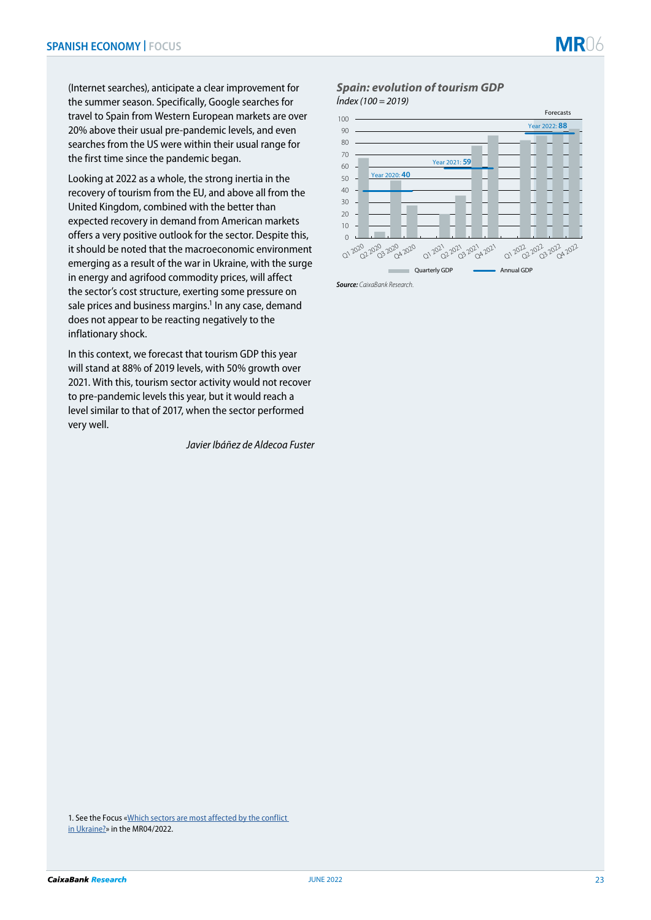(Internet searches), anticipate a clear improvement for the summer season. Specifically, Google searches for travel to Spain from Western European markets are over 20% above their usual pre-pandemic levels, and even searches from the US were within their usual range for the first time since the pandemic began.

Looking at 2022 as a whole, the strong inertia in the recovery of tourism from the EU, and above all from the United Kingdom, combined with the better than expected recovery in demand from American markets offers a very positive outlook for the sector. Despite this, it should be noted that the macroeconomic environment emerging as a result of the war in Ukraine, with the surge in energy and agrifood commodity prices, will affect the sector's cost structure, exerting some pressure on sale prices and business margins.[1] In any case, demand does not appear to be reacting negatively to the inflationary shock.

In this context, we forecast that tourism GDP this year will stand at 88% of 2019 levels, with 50% growth over 2021. With this, tourism sector activity would not recover to pre-pandemic levels this year, but it would reach a level similar to that of 2017, when the sector performed very well.

*Javier Ibáñez de Aldecoa Fuster*

***Spain: evolution of tourism GDP***
*Índex (100 = 2019)*

Forecasts

Year 2020: **40**
Year 2021: **59**
Year 2022: **88**

100
90
80
70
60
50
40
30
20
10
0

Q1 2020 Q2 2020 Q3 2020 Q4 2020 Q1 2021 Q2 2021 Q3 2021 Q4 2021 Q1 2022 Q2 2022 Q3 2022 Q4 2022

Quarterly GDP
Annual GDP

***Source:*** *CaixaBank Research.*

1. See the Focus «Which sectors are most affected by the conflict in Ukraine?» in the MR04/2022.